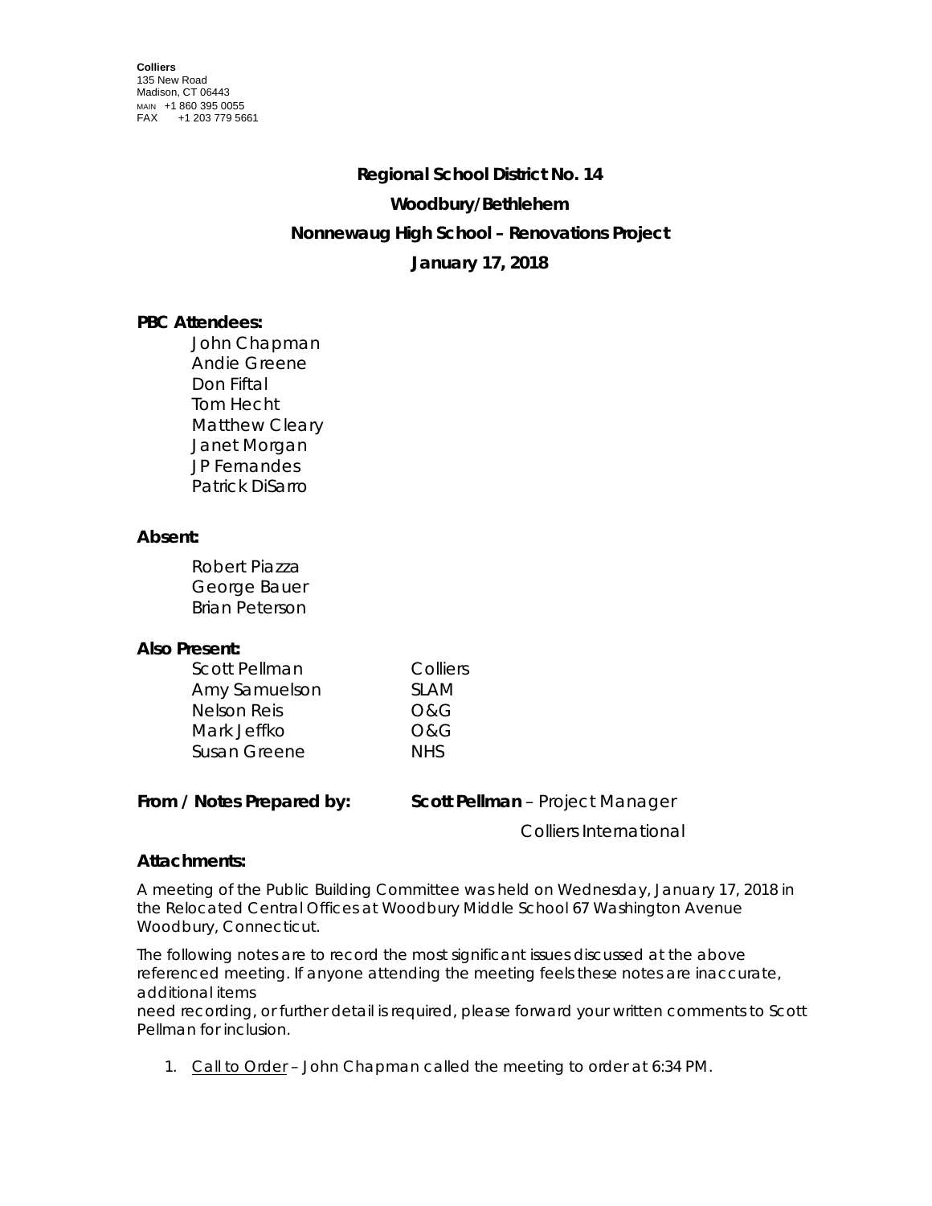**Colliers**
135 New Road
Madison, CT 06443
MAIN +1 860 395 0055
FAX +1 203 779 5661

# Regional School District No. 14

## Woodbury/Bethlehem

## Nonnewaug High School – Renovations Project

## January 17, 2018

### PBC Attendees:

John Chapman
Andie Greene
Don Fiftal
Tom Hecht
Matthew Cleary
Janet Morgan
JP Fernandes
Patrick DiSarro

### Absent:

Robert Piazza
George Bauer
Brian Peterson

### Also Present:

| | |
|---|---|
| Scott Pellman | Colliers |
| Amy Samuelson | SLAM |
| Nelson Reis | O&G |
| Mark Jeffko | O&G |
| Susan Greene | NHS |

**From / Notes Prepared by:** **Scott Pellman** – Project Manager
Colliers International

### Attachments:

A meeting of the Public Building Committee was held on Wednesday, January 17, 2018 in the Relocated Central Offices at Woodbury Middle School 67 Washington Avenue Woodbury, Connecticut.

The following notes are to record the most significant issues discussed at the above referenced meeting. If anyone attending the meeting feels these notes are inaccurate, additional items
need recording, or further detail is required, please forward your written comments to Scott Pellman for inclusion.

1. Call to Order – John Chapman called the meeting to order at 6:34 PM.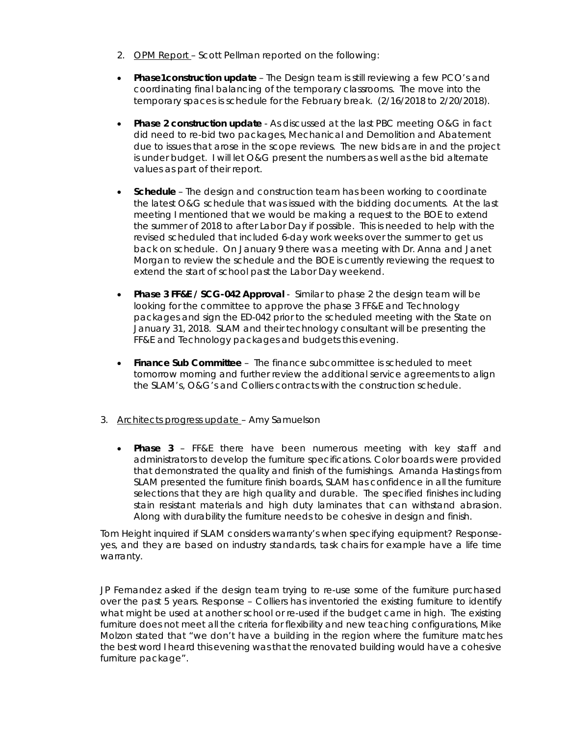2. <u>OPM Report</u> – Scott Pellman reported on the following:

- **Phase1construction update** – The Design team is still reviewing a few PCO's and coordinating final balancing of the temporary classrooms. The move into the temporary spaces is schedule for the February break. (2/16/2018 to 2/20/2018).

- **Phase 2 construction update** - As discussed at the last PBC meeting O&G in fact did need to re-bid two packages, Mechanical and Demolition and Abatement due to issues that arose in the scope reviews. The new bids are in and the project is under budget. I will let O&G present the numbers as well as the bid alternate values as part of their report.

- **Schedule** – The design and construction team has been working to coordinate the latest O&G schedule that was issued with the bidding documents. At the last meeting I mentioned that we would be making a request to the BOE to extend the summer of 2018 to after Labor Day if possible. This is needed to help with the revised scheduled that included 6-day work weeks over the summer to get us back on schedule. On January 9 there was a meeting with Dr. Anna and Janet Morgan to review the schedule and the BOE is currently reviewing the request to extend the start of school past the Labor Day weekend.

- **Phase 3 FF&E / SCG-042 Approval** - Similar to phase 2 the design team will be looking for the committee to approve the phase 3 FF&E and Technology packages and sign the ED-042 prior to the scheduled meeting with the State on January 31, 2018. SLAM and their technology consultant will be presenting the FF&E and Technology packages and budgets this evening.

- **Finance Sub Committee** – The finance subcommittee is scheduled to meet tomorrow morning and further review the additional service agreements to align the SLAM's, O&G's and Colliers contracts with the construction schedule.

3. <u>Architects progress update</u> – Amy Samuelson

- **Phase 3** – FF&E there have been numerous meeting with key staff and administrators to develop the furniture specifications. Color boards were provided that demonstrated the quality and finish of the furnishings. Amanda Hastings from SLAM presented the furniture finish boards, SLAM has confidence in all the furniture selections that they are high quality and durable. The specified finishes including stain resistant materials and high duty laminates that can withstand abrasion. Along with durability the furniture needs to be cohesive in design and finish.

Tom Height inquired if SLAM considers warranty's when specifying equipment? Response-yes, and they are based on industry standards, task chairs for example have a life time warranty.

JP Fernandez asked if the design team trying to re-use some of the furniture purchased over the past 5 years. Response – Colliers has inventoried the existing furniture to identify what might be used at another school or re-used if the budget came in high. The existing furniture does not meet all the criteria for flexibility and new teaching configurations, Mike Molzon stated that "we don't have a building in the region where the furniture matches the best word I heard this evening was that the renovated building would have a cohesive furniture package".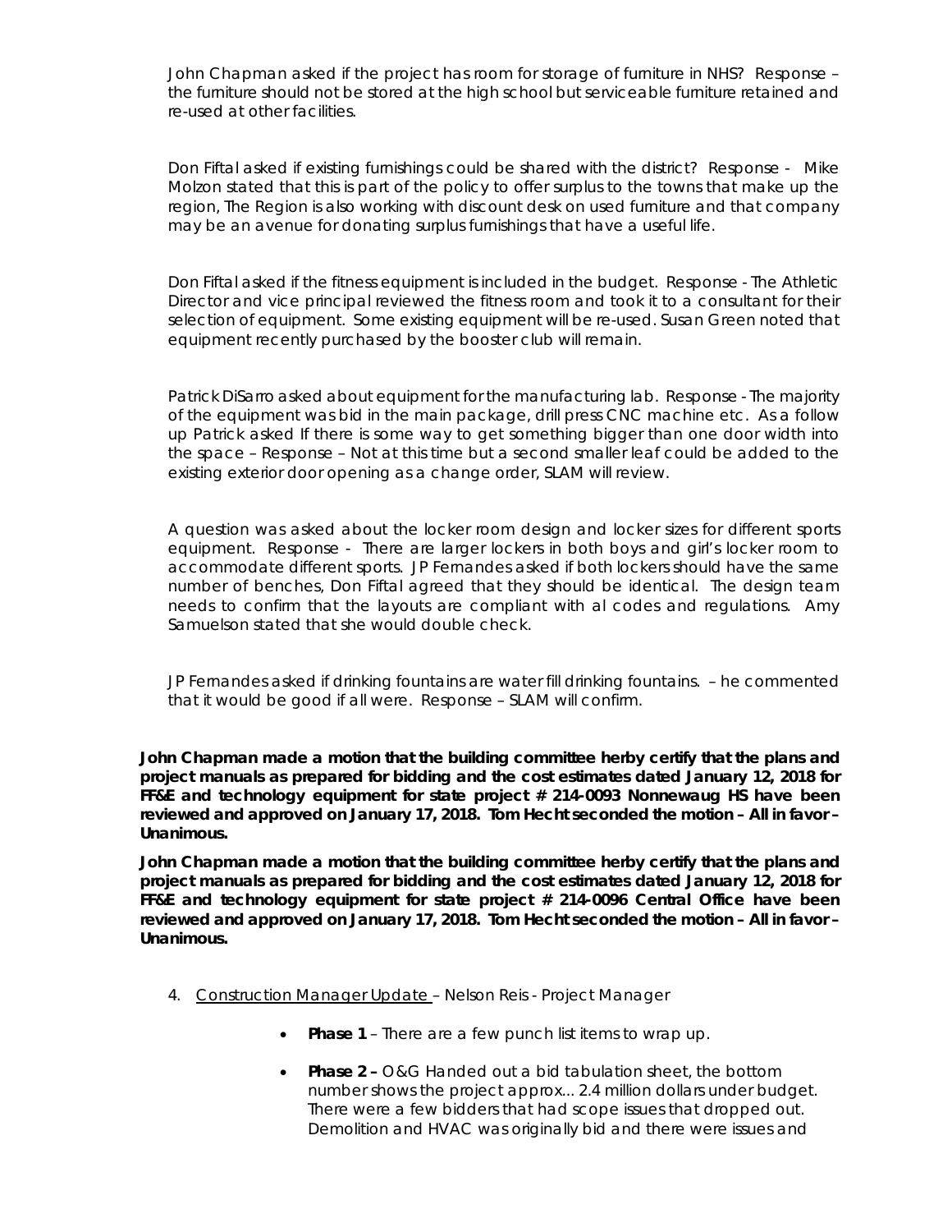John Chapman asked if the project has room for storage of furniture in NHS? Response – the furniture should not be stored at the high school but serviceable furniture retained and re-used at other facilities.

Don Fiftal asked if existing furnishings could be shared with the district? Response - Mike Molzon stated that this is part of the policy to offer surplus to the towns that make up the region, The Region is also working with discount desk on used furniture and that company may be an avenue for donating surplus furnishings that have a useful life.

Don Fiftal asked if the fitness equipment is included in the budget. Response - The Athletic Director and vice principal reviewed the fitness room and took it to a consultant for their selection of equipment. Some existing equipment will be re-used. Susan Green noted that equipment recently purchased by the booster club will remain.

Patrick DiSarro asked about equipment for the manufacturing lab. Response - The majority of the equipment was bid in the main package, drill press CNC machine etc. As a follow up Patrick asked If there is some way to get something bigger than one door width into the space – Response – Not at this time but a second smaller leaf could be added to the existing exterior door opening as a change order, SLAM will review.

A question was asked about the locker room design and locker sizes for different sports equipment. Response - There are larger lockers in both boys and girl's locker room to accommodate different sports. JP Fernandes asked if both lockers should have the same number of benches, Don Fiftal agreed that they should be identical. The design team needs to confirm that the layouts are compliant with al codes and regulations. Amy Samuelson stated that she would double check.

JP Fernandes asked if drinking fountains are water fill drinking fountains. – he commented that it would be good if all were. Response – SLAM will confirm.

**John Chapman made a motion that the building committee herby certify that the plans and project manuals as prepared for bidding and the cost estimates dated January 12, 2018 for FF&E and technology equipment for state project # 214-0093 Nonnewaug HS have been reviewed and approved on January 17, 2018. Tom Hecht seconded the motion – All in favor – Unanimous.**

**John Chapman made a motion that the building committee herby certify that the plans and project manuals as prepared for bidding and the cost estimates dated January 12, 2018 for FF&E and technology equipment for state project # 214-0096 Central Office have been reviewed and approved on January 17, 2018. Tom Hecht seconded the motion – All in favor – Unanimous.**

4. Construction Manager Update – Nelson Reis - Project Manager

   - **Phase 1** – There are a few punch list items to wrap up.
   - **Phase 2 –** O&G Handed out a bid tabulation sheet, the bottom number shows the project approx... 2.4 million dollars under budget. There were a few bidders that had scope issues that dropped out. Demolition and HVAC was originally bid and there were issues and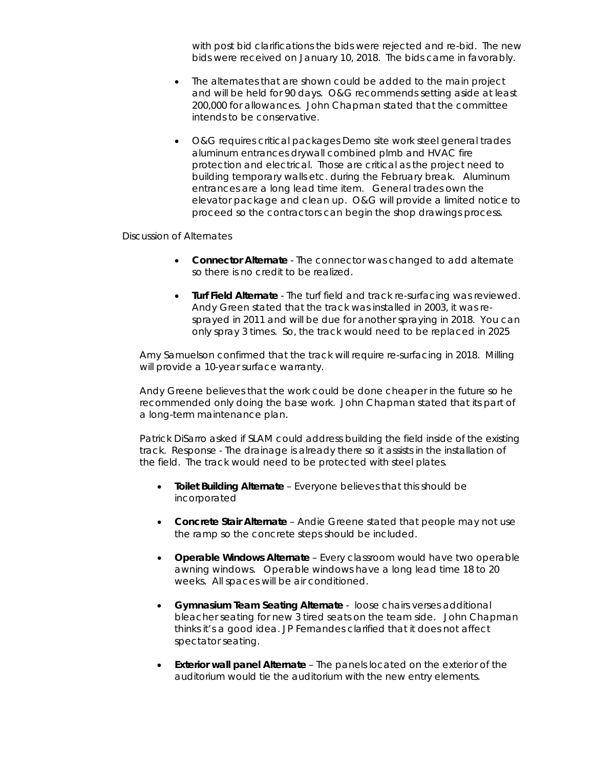with post bid clarifications the bids were rejected and re-bid. The new bids were received on January 10, 2018. The bids came in favorably.

- The alternates that are shown could be added to the main project and will be held for 90 days. O&G recommends setting aside at least 200,000 for allowances. John Chapman stated that the committee intends to be conservative.

- O&G requires critical packages Demo site work steel general trades aluminum entrances drywall combined plmb and HVAC fire protection and electrical. Those are critical as the project need to building temporary walls etc. during the February break. Aluminum entrances are a long lead time item. General trades own the elevator package and clean up. O&G will provide a limited notice to proceed so the contractors can begin the shop drawings process.

Discussion of Alternates

- **Connector Alternate** - The connector was changed to add alternate so there is no credit to be realized.

- **Turf Field Alternate** - The turf field and track re-surfacing was reviewed. Andy Green stated that the track was installed in 2003, it was re-sprayed in 2011 and will be due for another spraying in 2018. You can only spray 3 times. So, the track would need to be replaced in 2025

Amy Samuelson confirmed that the track will require re-surfacing in 2018. Milling will provide a 10-year surface warranty.

Andy Greene believes that the work could be done cheaper in the future so he recommended only doing the base work. John Chapman stated that its part of a long-term maintenance plan.

Patrick DiSarro asked if SLAM could address building the field inside of the existing track. Response - The drainage is already there so it assists in the installation of the field. The track would need to be protected with steel plates.

- **Toilet Building Alternate** – Everyone believes that this should be incorporated

- **Concrete Stair Alternate** – Andie Greene stated that people may not use the ramp so the concrete steps should be included.

- **Operable Windows Alternate** – Every classroom would have two operable awning windows. Operable windows have a long lead time 18 to 20 weeks. All spaces will be air conditioned.

- **Gymnasium Team Seating Alternate** - loose chairs verses additional bleacher seating for new 3 tired seats on the team side. John Chapman thinks it's a good idea. JP Fernandes clarified that it does not affect spectator seating.

- **Exterior wall panel Alternate** – The panels located on the exterior of the auditorium would tie the auditorium with the new entry elements.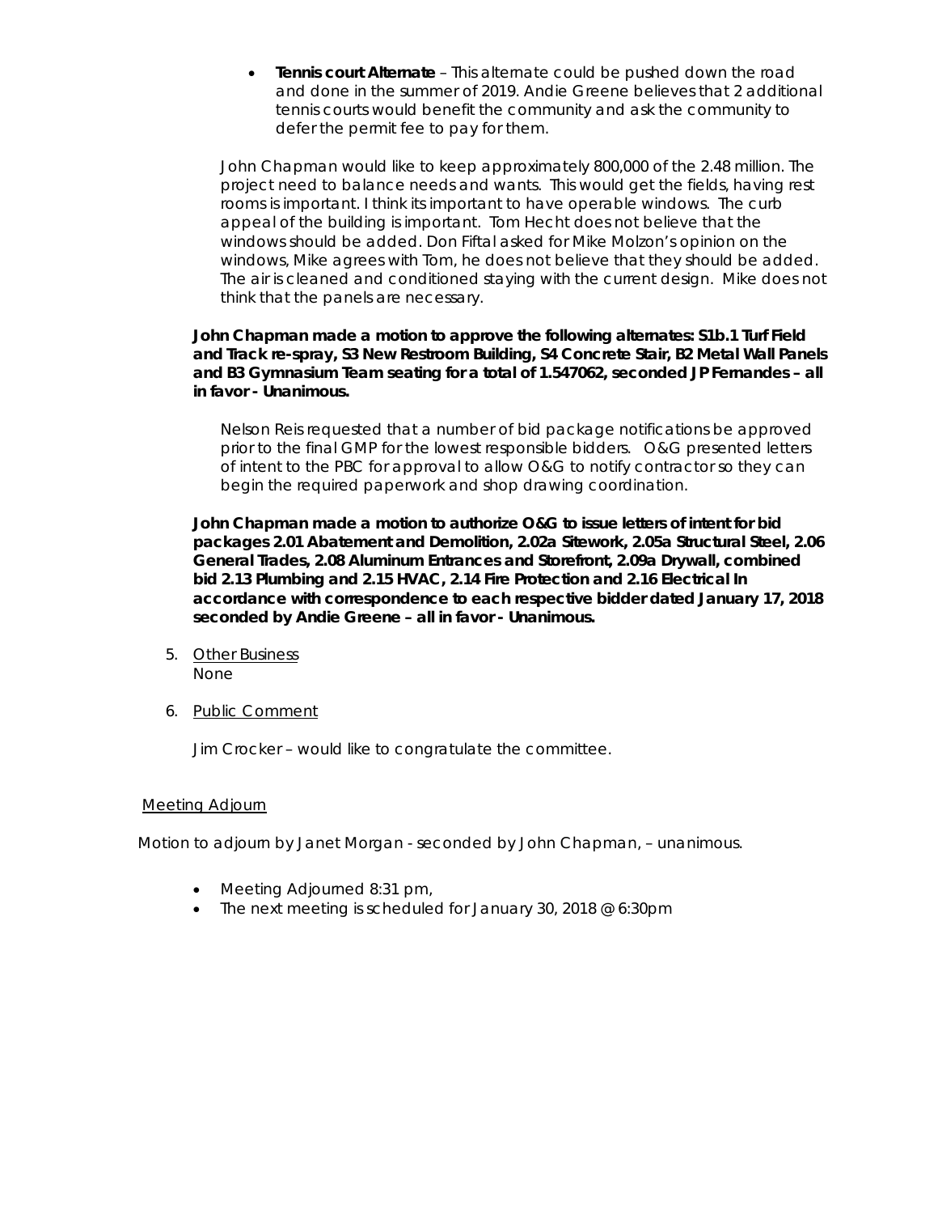- **Tennis court Alternate** – This alternate could be pushed down the road and done in the summer of 2019. Andie Greene believes that 2 additional tennis courts would benefit the community and ask the community to defer the permit fee to pay for them.

John Chapman would like to keep approximately 800,000 of the 2.48 million. The project need to balance needs and wants. This would get the fields, having rest rooms is important. I think its important to have operable windows. The curb appeal of the building is important. Tom Hecht does not believe that the windows should be added. Don Fiftal asked for Mike Molzon's opinion on the windows, Mike agrees with Tom, he does not believe that they should be added. The air is cleaned and conditioned staying with the current design. Mike does not think that the panels are necessary.

**John Chapman made a motion to approve the following alternates: S1b.1 Turf Field and Track re-spray, S3 New Restroom Building, S4 Concrete Stair, B2 Metal Wall Panels and B3 Gymnasium Team seating for a total of 1.547062, seconded JP Fernandes – all in favor - Unanimous.**

Nelson Reis requested that a number of bid package notifications be approved prior to the final GMP for the lowest responsible bidders. O&G presented letters of intent to the PBC for approval to allow O&G to notify contractor so they can begin the required paperwork and shop drawing coordination.

**John Chapman made a motion to authorize O&G to issue letters of intent for bid packages 2.01 Abatement and Demolition, 2.02a Sitework, 2.05a Structural Steel, 2.06 General Trades, 2.08 Aluminum Entrances and Storefront, 2.09a Drywall, combined bid 2.13 Plumbing and 2.15 HVAC, 2.14 Fire Protection and 2.16 Electrical In accordance with correspondence to each respective bidder dated January 17, 2018 seconded by Andie Greene – all in favor - Unanimous.**

5. Other Business
   None

6. Public Comment

   Jim Crocker – would like to congratulate the committee.

Meeting Adjourn

Motion to adjourn by Janet Morgan - seconded by John Chapman, – unanimous.

- Meeting Adjourned 8:31 pm,
- The next meeting is scheduled for January 30, 2018 @ 6:30pm